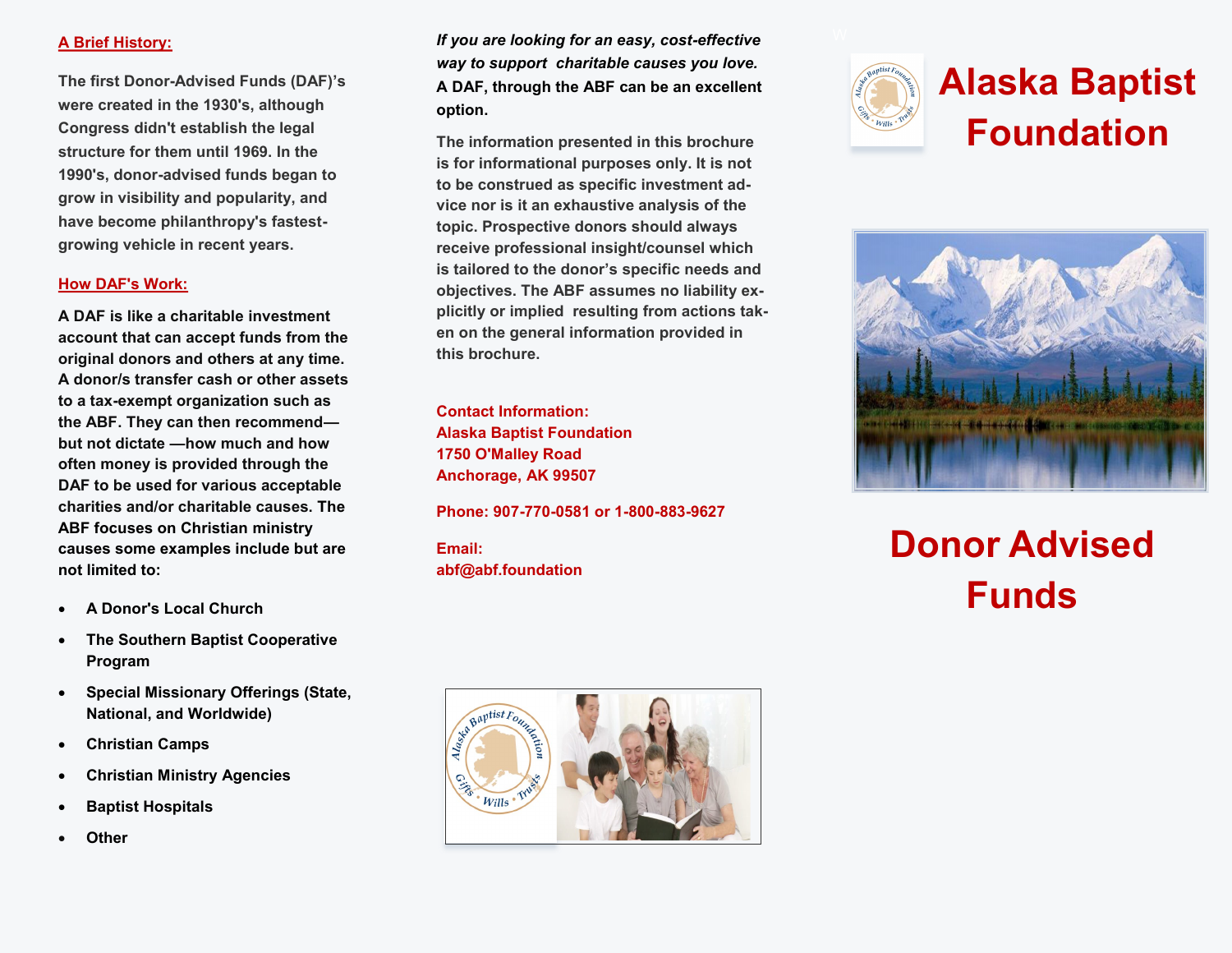## A Brief History:

The first Donor-Advised Funds (DAF)'s were created in the 1930's, although Congress didn't establish the legal structure for them until 1969. In the 1990's, donor-advised funds began to grow in visibility and popularity, and have become philanthropy's fastest-growing vehicle in recent years.

## How DAF's Work:

**A DAF is like a charitable investment account that can accept funds from the original donors and others at any time. A donor/s transfer cash or other assets to a tax-exempt organization such as the ABF. They can then recommend—but not dictate —how much and how often money is provided through the DAF to be used for various acceptable charities and/or charitable causes. The ABF focuses on Christian ministry causes some examples include but are not limited to:**

- **A Donor's Local Church**
- **The Southern Baptist Cooperative Program**
- **Special Missionary Offerings (State, National, and Worldwide)**
- **Christian Camps**
- **Christian Ministry Agencies**
- **Baptist Hospitals**
- **Other**

***If you are looking for an easy, cost-effective way to support charitable causes you love.*** **A DAF, through the ABF can be an excellent option.**

The information presented in this brochure is for informational purposes only. It is not to be construed as specific investment advice nor is it an exhaustive analysis of the topic. Prospective donors should always receive professional insight/counsel which is tailored to the donor's specific needs and objectives. The ABF assumes no liability explicitly or implied resulting from actions taken on the general information provided in this brochure.

**Contact Information:**
**Alaska Baptist Foundation**
**1750 O'Malley Road**
**Anchorage, AK 99507**

**Phone: 907-770-0581 or 1-800-883-9627**

**Email:**
**abf@abf.foundation**

# Alaska Baptist Foundation

# Donor Advised Funds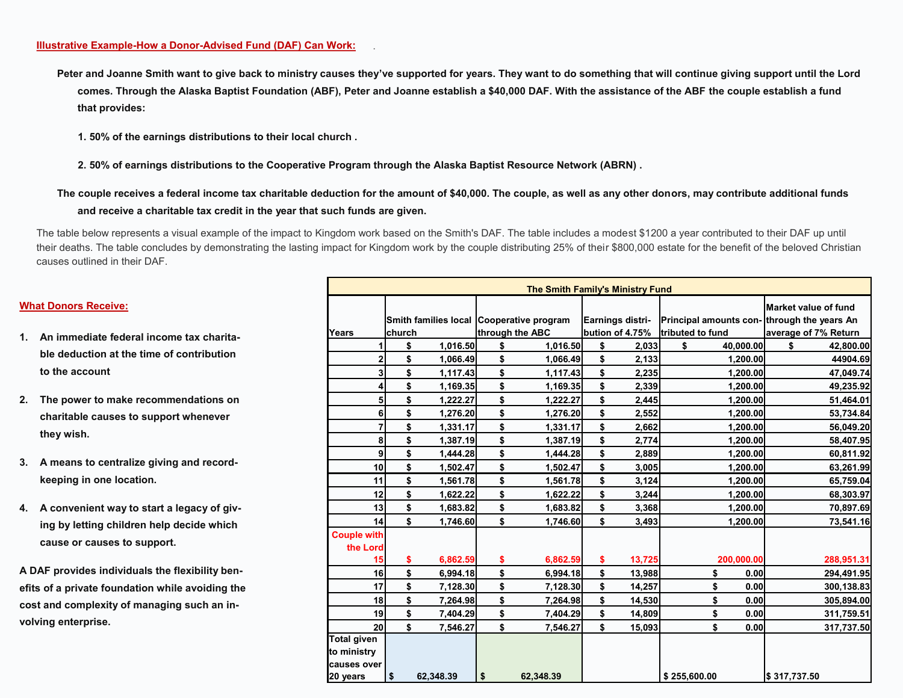## Illustrative Example-How a Donor-Advised Fund (DAF) Can Work:

**Peter and Joanne Smith want to give back to ministry causes they've supported for years. They want to do something that will continue giving support until the Lord comes. Through the Alaska Baptist Foundation (ABF), Peter and Joanne establish a $40,000 DAF. With the assistance of the ABF the couple establish a fund that provides:**

**1. 50% of the earnings distributions to their local church .**

**2. 50% of earnings distributions to the Cooperative Program through the Alaska Baptist Resource Network (ABRN) .**

**The couple receives a federal income tax charitable deduction for the amount of $40,000. The couple, as well as any other donors, may contribute additional funds and receive a charitable tax credit in the year that such funds are given.**

The table below represents a visual example of the impact to Kingdom work based on the Smith's DAF. The table includes a modest $1200 a year contributed to their DAF up until their deaths. The table concludes by demonstrating the lasting impact for Kingdom work by the couple distributing 25% of their $800,000 estate for the benefit of the beloved Christian causes outlined in their DAF.

## What Donors Receive:

1. **An immediate federal income tax charitable deduction at the time of contribution to the account**
2. **The power to make recommendations on charitable causes to support whenever they wish.**
3. **A means to centralize giving and recordkeeping in one location.**
4. **A convenient way to start a legacy of giving by letting children help decide which cause or causes to support.**

**A DAF provides individuals the flexibility benefits of a private foundation while avoiding the cost and complexity of managing such an involving enterprise.**

**The Smith Family's Ministry Fund**

| Years | Smith families local church | Cooperative program through the ABC | Earnings distribution of 4.75% | Principal amounts contributed to fund | Market value of fund through the years An average of 7% Return |
|---|---|---|---|---|---|
| 1 | $ 1,016.50 | $ 1,016.50 | $ 2,033 | $ 40,000.00 | $ 42,800.00 |
| 2 | $ 1,066.49 | $ 1,066.49 | $ 2,133 | 1,200.00 | 44904.69 |
| 3 | $ 1,117.43 | $ 1,117.43 | $ 2,235 | 1,200.00 | 47,049.74 |
| 4 | $ 1,169.35 | $ 1,169.35 | $ 2,339 | 1,200.00 | 49,235.92 |
| 5 | $ 1,222.27 | $ 1,222.27 | $ 2,445 | 1,200.00 | 51,464.01 |
| 6 | $ 1,276.20 | $ 1,276.20 | $ 2,552 | 1,200.00 | 53,734.84 |
| 7 | $ 1,331.17 | $ 1,331.17 | $ 2,662 | 1,200.00 | 56,049.20 |
| 8 | $ 1,387.19 | $ 1,387.19 | $ 2,774 | 1,200.00 | 58,407.95 |
| 9 | $ 1,444.28 | $ 1,444.28 | $ 2,889 | 1,200.00 | 60,811.92 |
| 10 | $ 1,502.47 | $ 1,502.47 | $ 3,005 | 1,200.00 | 63,261.99 |
| 11 | $ 1,561.78 | $ 1,561.78 | $ 3,124 | 1,200.00 | 65,759.04 |
| 12 | $ 1,622.22 | $ 1,622.22 | $ 3,244 | 1,200.00 | 68,303.97 |
| 13 | $ 1,683.82 | $ 1,683.82 | $ 3,368 | 1,200.00 | 70,897.69 |
| 14 | $ 1,746.60 | $ 1,746.60 | $ 3,493 | 1,200.00 | 73,541.16 |
| Couple with the Lord 15 | $ 6,862.59 | $ 6,862.59 | $ 13,725 | 200,000.00 | 288,951.31 |
| 16 | $ 6,994.18 | $ 6,994.18 | $ 13,988 | $ 0.00 | 294,491.95 |
| 17 | $ 7,128.30 | $ 7,128.30 | $ 14,257 | $ 0.00 | 300,138.83 |
| 18 | $ 7,264.98 | $ 7,264.98 | $ 14,530 | $ 0.00 | 305,894.00 |
| 19 | $ 7,404.29 | $ 7,404.29 | $ 14,809 | $ 0.00 | 311,759.51 |
| 20 | $ 7,546.27 | $ 7,546.27 | $ 15,093 | $ 0.00 | 317,737.50 |
| Total given to ministry causes over 20 years | $ 62,348.39 | $ 62,348.39 | | $ 255,600.00 | $ 317,737.50 |